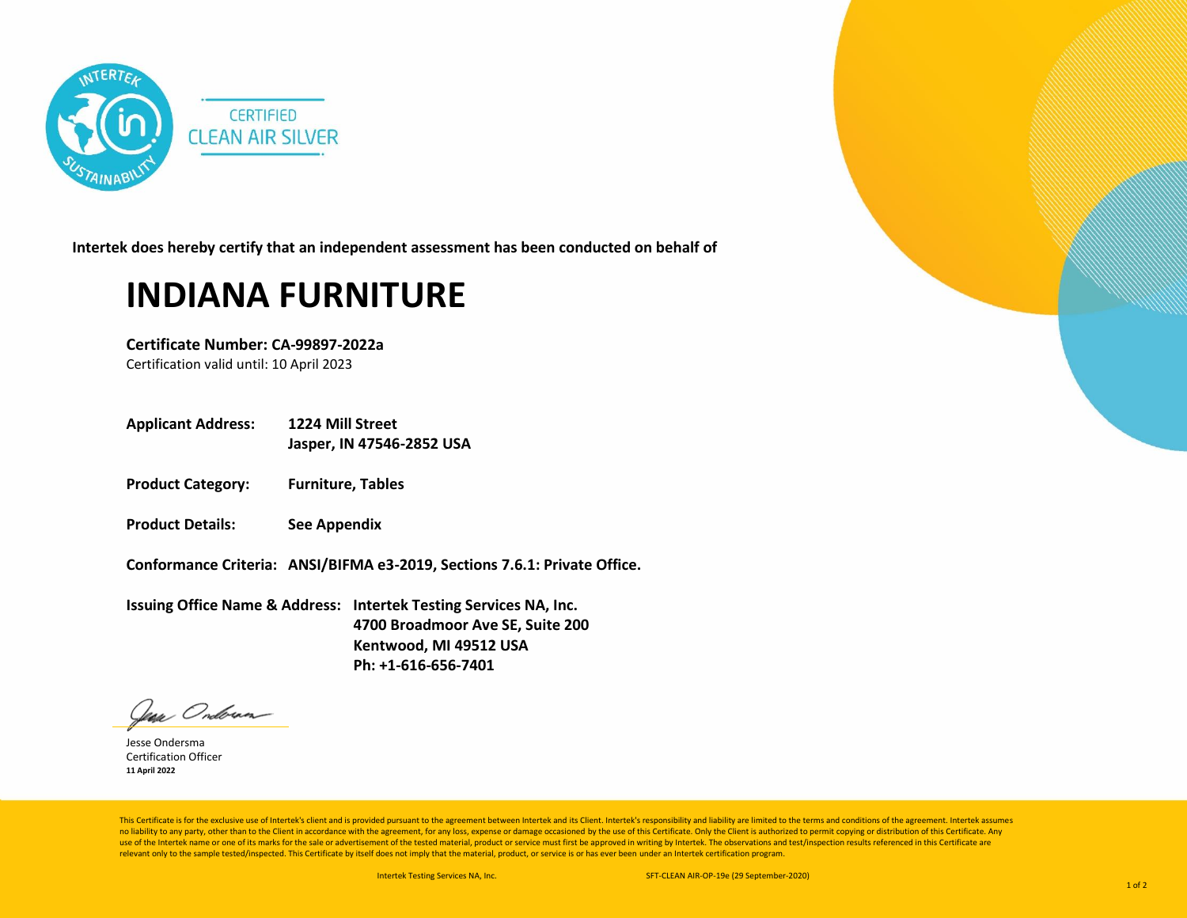INTERTEK SUSTAINABILITY

CERTIFIED
CLEAN AIR SILVER

**Intertek does hereby certify that an independent assessment has been conducted on behalf of**

# INDIANA FURNITURE

**Certificate Number: CA-99897-2022a**
Certification valid until: 10 April 2023

**Applicant Address:** **1224 Mill Street**
**Jasper, IN 47546-2852 USA**

**Product Category:** **Furniture, Tables**

**Product Details:** **See Appendix**

**Conformance Criteria:** **ANSI/BIFMA e3-2019, Sections 7.6.1: Private Office.**

**Issuing Office Name & Address:** **Intertek Testing Services NA, Inc.**
**4700 Broadmoor Ave SE, Suite 200**
**Kentwood, MI 49512 USA**
**Ph: +1-616-656-7401**

Jesse Ondersma
Certification Officer
**11 April 2022**

This Certificate is for the exclusive use of Intertek's client and is provided pursuant to the agreement between Intertek and its Client. Intertek's responsibility and liability are limited to the terms and conditions of the agreement. Intertek assumes no liability to any party, other than to the Client in accordance with the agreement, for any loss, expense or damage occasioned by the use of this Certificate. Only the Client is authorized to permit copying or distribution of this Certificate. Any use of the Intertek name or one of its marks for the sale or advertisement of the tested material, product or service must first be approved in writing by Intertek. The observations and test/inspection results referenced in this Certificate are relevant only to the sample tested/inspected. This Certificate by itself does not imply that the material, product, or service is or has ever been under an Intertek certification program.

Intertek Testing Services NA, Inc. SFT-CLEAN AIR-OP-19e (29 September-2020)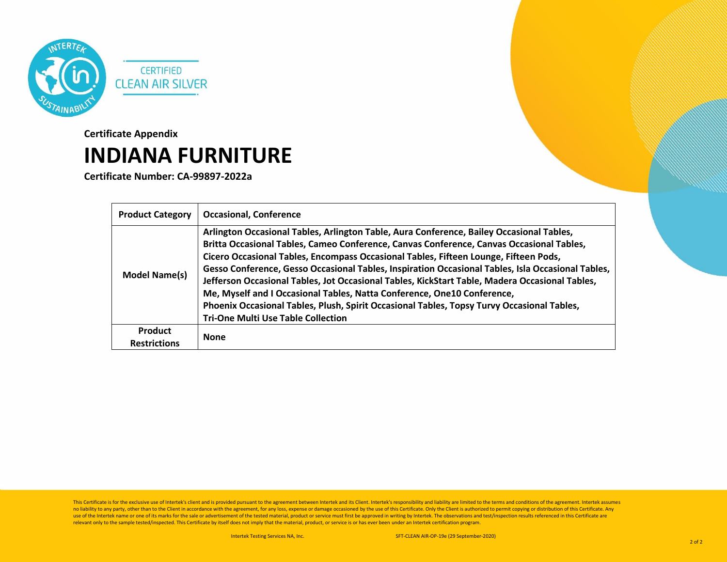CERTIFIED
CLEAN AIR SILVER

**Certificate Appendix**

# INDIANA FURNITURE

**Certificate Number: CA-99897-2022a**

| | |
|---|---|
| **Product Category** | **Occasional, Conference** |
| **Model Name(s)** | **Arlington Occasional Tables, Arlington Table, Aura Conference, Bailey Occasional Tables, Britta Occasional Tables, Cameo Conference, Canvas Conference, Canvas Occasional Tables, Cicero Occasional Tables, Encompass Occasional Tables, Fifteen Lounge, Fifteen Pods, Gesso Conference, Gesso Occasional Tables, Inspiration Occasional Tables, Isla Occasional Tables, Jefferson Occasional Tables, Jot Occasional Tables, KickStart Table, Madera Occasional Tables, Me, Myself and I Occasional Tables, Natta Conference, One10 Conference, Phoenix Occasional Tables, Plush, Spirit Occasional Tables, Topsy Turvy Occasional Tables, Tri-One Multi Use Table Collection** |
| **Product Restrictions** | **None** |

This Certificate is for the exclusive use of Intertek's client and is provided pursuant to the agreement between Intertek and its Client. Intertek's responsibility and liability are limited to the terms and conditions of the agreement. Intertek assumes no liability to any party, other than to the Client in accordance with the agreement, for any loss, expense or damage occasioned by the use of this Certificate. Only the Client is authorized to permit copying or distribution of this Certificate. Any use of the Intertek name or one of its marks for the sale or advertisement of the tested material, product or service must first be approved in writing by Intertek. The observations and test/inspection results referenced in this Certificate are relevant only to the sample tested/inspected. This Certificate by itself does not imply that the material, product, or service is or has ever been under an Intertek certification program.

Intertek Testing Services NA, Inc. SFT-CLEAN AIR-OP-19e (29 September-2020)